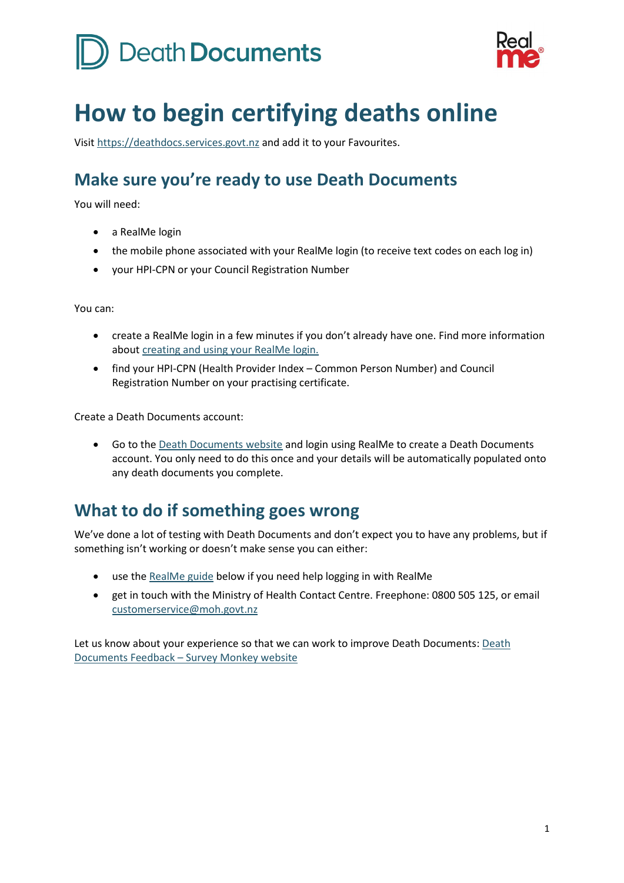Death Documents

# How to begin certifying deaths online

Visit https://deathdocs.services.govt.nz and add it to your Favourites.

## Make sure you're ready to use Death Documents

You will need:

- a RealMe login
- the mobile phone associated with your RealMe login (to receive text codes on each log in)
- your HPI-CPN or your Council Registration Number

You can:

- create a RealMe login in a few minutes if you don't already have one. Find more information about creating and using your RealMe login.
- find your HPI-CPN (Health Provider Index – Common Person Number) and Council Registration Number on your practising certificate.

Create a Death Documents account:

- Go to the Death Documents website and login using RealMe to create a Death Documents account. You only need to do this once and your details will be automatically populated onto any death documents you complete.

## What to do if something goes wrong

We've done a lot of testing with Death Documents and don't expect you to have any problems, but if something isn't working or doesn't make sense you can either:

- use the RealMe guide below if you need help logging in with RealMe
- get in touch with the Ministry of Health Contact Centre. Freephone: 0800 505 125, or email customerservice@moh.govt.nz

Let us know about your experience so that we can work to improve Death Documents: Death Documents Feedback – Survey Monkey website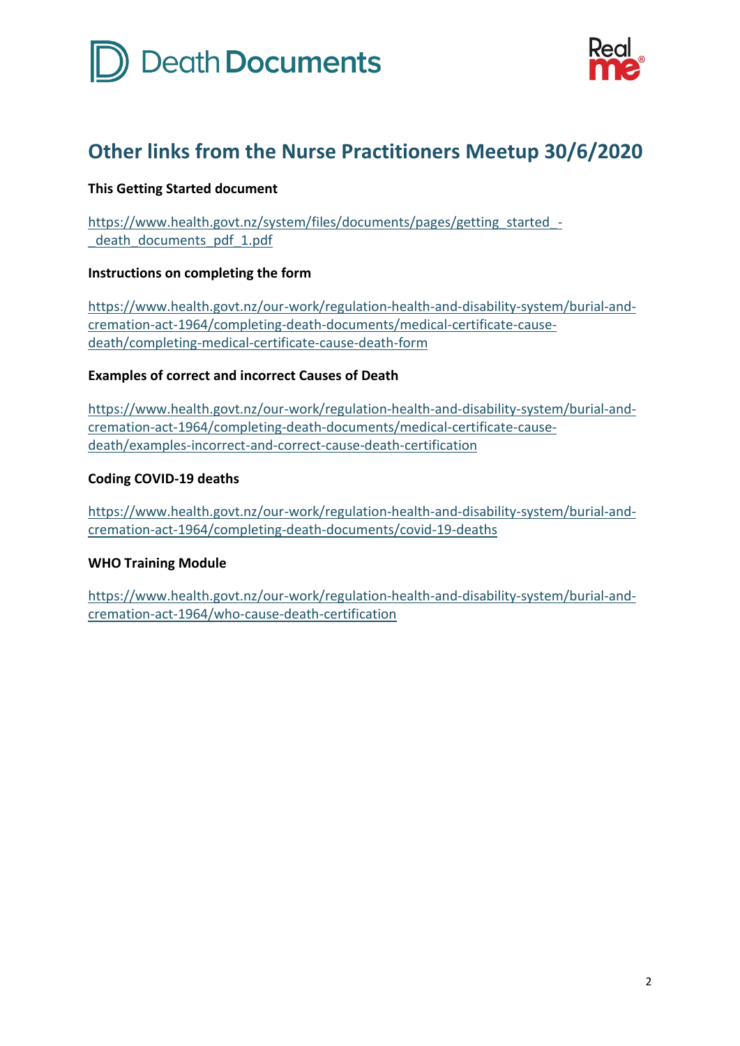## Other links from the Nurse Practitioners Meetup 30/6/2020

**This Getting Started document**

https://www.health.govt.nz/system/files/documents/pages/getting_started_-_death_documents_pdf_1.pdf

**Instructions on completing the form**

https://www.health.govt.nz/our-work/regulation-health-and-disability-system/burial-and-cremation-act-1964/completing-death-documents/medical-certificate-cause-death/completing-medical-certificate-cause-death-form

**Examples of correct and incorrect Causes of Death**

https://www.health.govt.nz/our-work/regulation-health-and-disability-system/burial-and-cremation-act-1964/completing-death-documents/medical-certificate-cause-death/examples-incorrect-and-correct-cause-death-certification

**Coding COVID-19 deaths**

https://www.health.govt.nz/our-work/regulation-health-and-disability-system/burial-and-cremation-act-1964/completing-death-documents/covid-19-deaths

**WHO Training Module**

https://www.health.govt.nz/our-work/regulation-health-and-disability-system/burial-and-cremation-act-1964/who-cause-death-certification